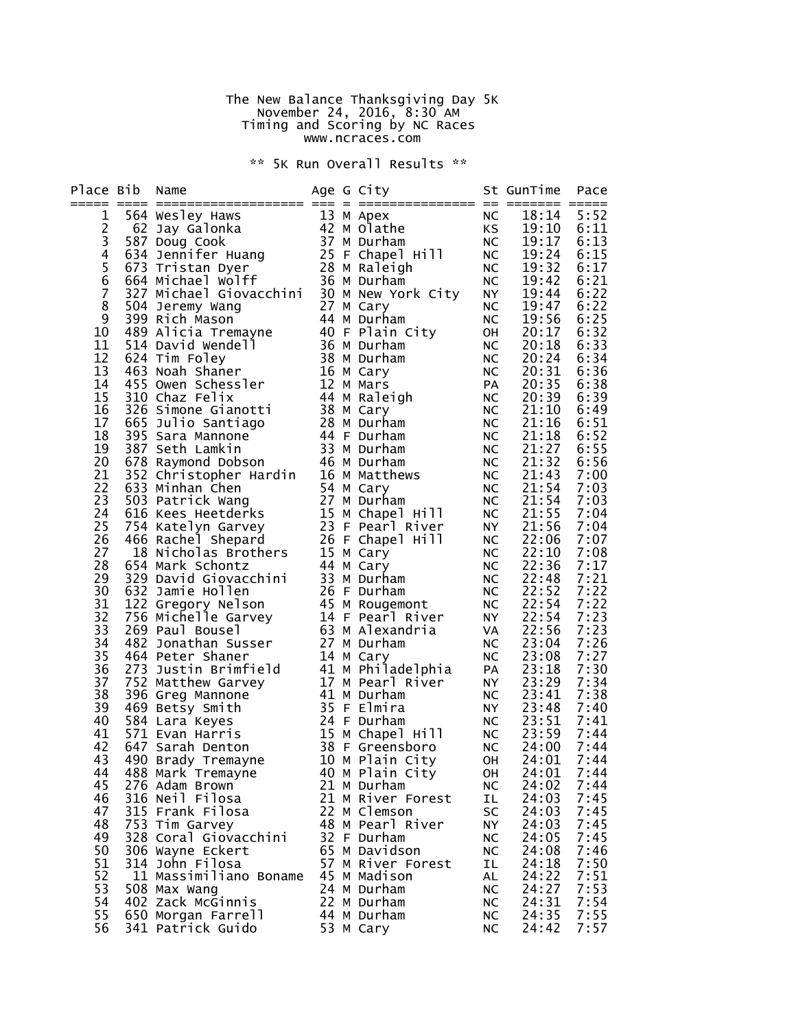The New Balance Thanksgiving Day 5K
November 24, 2016, 8:30 AM
Timing and Scoring by NC Races
www.ncraces.com

** 5K Run Overall Results **

| Place | Bib | Name | Age | G | City | St | GunTime | Pace |
|---|---|---|---|---|---|---|---|---|
| 1 | 564 | Wesley Haws | 13 | M | Apex | NC | 18:14 | 5:52 |
| 2 | 62 | Jay Galonka | 42 | M | Olathe | KS | 19:10 | 6:11 |
| 3 | 587 | Doug Cook | 37 | M | Durham | NC | 19:17 | 6:13 |
| 4 | 634 | Jennifer Huang | 25 | F | Chapel Hill | NC | 19:24 | 6:15 |
| 5 | 673 | Tristan Dyer | 28 | M | Raleigh | NC | 19:32 | 6:17 |
| 6 | 664 | Michael Wolff | 36 | M | Durham | NC | 19:42 | 6:21 |
| 7 | 327 | Michael Giovacchini | 30 | M | New York City | NY | 19:44 | 6:22 |
| 8 | 504 | Jeremy Wang | 27 | M | Cary | NC | 19:47 | 6:22 |
| 9 | 399 | Rich Mason | 44 | M | Durham | NC | 19:56 | 6:25 |
| 10 | 489 | Alicia Tremayne | 40 | F | Plain City | OH | 20:17 | 6:32 |
| 11 | 514 | David Wendell | 36 | M | Durham | NC | 20:18 | 6:33 |
| 12 | 624 | Tim Foley | 38 | M | Durham | NC | 20:24 | 6:34 |
| 13 | 463 | Noah Shaner | 16 | M | Cary | NC | 20:31 | 6:36 |
| 14 | 455 | Owen Schessler | 12 | M | Mars | PA | 20:35 | 6:38 |
| 15 | 310 | Chaz Felix | 44 | M | Raleigh | NC | 20:39 | 6:39 |
| 16 | 326 | Simone Gianotti | 38 | M | Cary | NC | 21:10 | 6:49 |
| 17 | 665 | Julio Santiago | 28 | M | Durham | NC | 21:16 | 6:51 |
| 18 | 395 | Sara Mannone | 44 | F | Durham | NC | 21:18 | 6:52 |
| 19 | 387 | Seth Lamkin | 33 | M | Durham | NC | 21:27 | 6:55 |
| 20 | 678 | Raymond Dobson | 46 | M | Durham | NC | 21:32 | 6:56 |
| 21 | 352 | Christopher Hardin | 16 | M | Matthews | NC | 21:43 | 7:00 |
| 22 | 633 | Minhan Chen | 54 | M | Cary | NC | 21:54 | 7:03 |
| 23 | 503 | Patrick Wang | 27 | M | Durham | NC | 21:54 | 7:03 |
| 24 | 616 | Kees Heetderks | 15 | M | Chapel Hill | NC | 21:55 | 7:04 |
| 25 | 754 | Katelyn Garvey | 23 | F | Pearl River | NY | 21:56 | 7:04 |
| 26 | 466 | Rachel Shepard | 26 | F | Chapel Hill | NC | 22:06 | 7:07 |
| 27 | 18 | Nicholas Brothers | 15 | M | Cary | NC | 22:10 | 7:08 |
| 28 | 654 | Mark Schontz | 44 | M | Cary | NC | 22:36 | 7:17 |
| 29 | 329 | David Giovacchini | 33 | M | Durham | NC | 22:48 | 7:21 |
| 30 | 632 | Jamie Hollen | 26 | F | Durham | NC | 22:52 | 7:22 |
| 31 | 122 | Gregory Nelson | 45 | M | Rougemont | NC | 22:54 | 7:22 |
| 32 | 756 | Michelle Garvey | 14 | F | Pearl River | NY | 22:54 | 7:23 |
| 33 | 269 | Paul Bousel | 63 | M | Alexandria | VA | 22:56 | 7:23 |
| 34 | 482 | Jonathan Susser | 27 | M | Durham | NC | 23:04 | 7:26 |
| 35 | 464 | Peter Shaner | 14 | M | Cary | NC | 23:08 | 7:27 |
| 36 | 273 | Justin Brimfield | 41 | M | Philadelphia | PA | 23:18 | 7:30 |
| 37 | 752 | Matthew Garvey | 17 | M | Pearl River | NY | 23:29 | 7:34 |
| 38 | 396 | Greg Mannone | 41 | M | Durham | NC | 23:41 | 7:38 |
| 39 | 469 | Betsy Smith | 35 | F | Elmira | NY | 23:48 | 7:40 |
| 40 | 584 | Lara Keyes | 24 | F | Durham | NC | 23:51 | 7:41 |
| 41 | 571 | Evan Harris | 15 | M | Chapel Hill | NC | 23:59 | 7:44 |
| 42 | 647 | Sarah Denton | 38 | F | Greensboro | NC | 24:00 | 7:44 |
| 43 | 490 | Brady Tremayne | 10 | M | Plain City | OH | 24:01 | 7:44 |
| 44 | 488 | Mark Tremayne | 40 | M | Plain City | OH | 24:01 | 7:44 |
| 45 | 276 | Adam Brown | 21 | M | Durham | NC | 24:02 | 7:44 |
| 46 | 316 | Neil Filosa | 21 | M | River Forest | IL | 24:03 | 7:45 |
| 47 | 315 | Frank Filosa | 22 | M | Clemson | SC | 24:03 | 7:45 |
| 48 | 753 | Tim Garvey | 48 | M | Pearl River | NY | 24:03 | 7:45 |
| 49 | 328 | Coral Giovacchini | 32 | F | Durham | NC | 24:05 | 7:45 |
| 50 | 306 | Wayne Eckert | 65 | M | Davidson | NC | 24:08 | 7:46 |
| 51 | 314 | John Filosa | 57 | M | River Forest | IL | 24:18 | 7:50 |
| 52 | 11 | Massimiliano Boname | 45 | M | Madison | AL | 24:22 | 7:51 |
| 53 | 508 | Max Wang | 24 | M | Durham | NC | 24:27 | 7:53 |
| 54 | 402 | Zack McGinnis | 22 | M | Durham | NC | 24:31 | 7:54 |
| 55 | 650 | Morgan Farrell | 44 | M | Durham | NC | 24:35 | 7:55 |
| 56 | 341 | Patrick Guido | 53 | M | Cary | NC | 24:42 | 7:57 |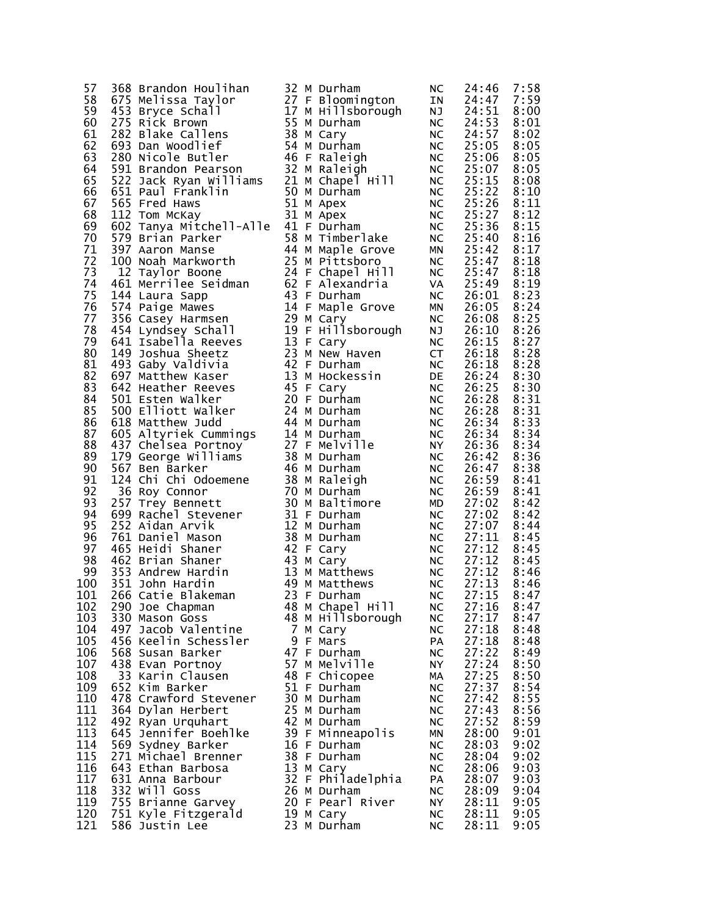| Place | Bib | Name | Age | Sex | City | State | Time | Pace |
|---|---|---|---|---|---|---|---|---|
| 57 | 368 | Brandon Houlihan | 32 | M | Durham | NC | 24:46 | 7:58 |
| 58 | 675 | Melissa Taylor | 27 | F | Bloomington | IN | 24:47 | 7:59 |
| 59 | 453 | Bryce Schall | 17 | M | Hillsborough | NJ | 24:51 | 8:00 |
| 60 | 275 | Rick Brown | 55 | M | Durham | NC | 24:53 | 8:01 |
| 61 | 282 | Blake Callens | 38 | M | Cary | NC | 24:57 | 8:02 |
| 62 | 693 | Dan Woodlief | 54 | M | Durham | NC | 25:05 | 8:05 |
| 63 | 280 | Nicole Butler | 46 | F | Raleigh | NC | 25:06 | 8:05 |
| 64 | 591 | Brandon Pearson | 32 | M | Raleigh | NC | 25:07 | 8:05 |
| 65 | 522 | Jack Ryan Williams | 21 | M | Chapel Hill | NC | 25:15 | 8:08 |
| 66 | 651 | Paul Franklin | 50 | M | Durham | NC | 25:22 | 8:10 |
| 67 | 565 | Fred Haws | 51 | M | Apex | NC | 25:26 | 8:11 |
| 68 | 112 | Tom McKay | 31 | M | Apex | NC | 25:27 | 8:12 |
| 69 | 602 | Tanya Mitchell-Alle | 41 | F | Durham | NC | 25:36 | 8:15 |
| 70 | 579 | Brian Parker | 58 | M | Timberlake | NC | 25:40 | 8:16 |
| 71 | 397 | Aaron Manse | 44 | M | Maple Grove | MN | 25:42 | 8:17 |
| 72 | 100 | Noah Markworth | 25 | M | Pittsboro | NC | 25:47 | 8:18 |
| 73 | 12 | Taylor Boone | 24 | F | Chapel Hill | NC | 25:47 | 8:18 |
| 74 | 461 | Merrilee Seidman | 62 | F | Alexandria | VA | 25:49 | 8:19 |
| 75 | 144 | Laura Sapp | 43 | F | Durham | NC | 26:01 | 8:23 |
| 76 | 574 | Paige Mawes | 14 | F | Maple Grove | MN | 26:05 | 8:24 |
| 77 | 356 | Casey Harmsen | 29 | M | Cary | NC | 26:08 | 8:25 |
| 78 | 454 | Lyndsey Schall | 19 | F | Hillsborough | NJ | 26:10 | 8:26 |
| 79 | 641 | Isabella Reeves | 13 | F | Cary | NC | 26:15 | 8:27 |
| 80 | 149 | Joshua Sheetz | 23 | M | New Haven | CT | 26:18 | 8:28 |
| 81 | 493 | Gaby Valdivia | 42 | F | Durham | NC | 26:18 | 8:28 |
| 82 | 697 | Matthew Kaser | 13 | M | Hockessin | DE | 26:24 | 8:30 |
| 83 | 642 | Heather Reeves | 45 | F | Cary | NC | 26:25 | 8:30 |
| 84 | 501 | Esten Walker | 20 | F | Durham | NC | 26:28 | 8:31 |
| 85 | 500 | Elliott Walker | 24 | M | Durham | NC | 26:28 | 8:31 |
| 86 | 618 | Matthew Judd | 44 | M | Durham | NC | 26:34 | 8:33 |
| 87 | 605 | Altyriek Cummings | 14 | M | Durham | NC | 26:34 | 8:34 |
| 88 | 437 | Chelsea Portnoy | 27 | F | Melville | NY | 26:36 | 8:34 |
| 89 | 179 | George Williams | 38 | M | Durham | NC | 26:42 | 8:36 |
| 90 | 567 | Ben Barker | 46 | M | Durham | NC | 26:47 | 8:38 |
| 91 | 124 | Chi Chi Odoemene | 38 | M | Raleigh | NC | 26:59 | 8:41 |
| 92 | 36 | Roy Connor | 70 | M | Durham | NC | 26:59 | 8:41 |
| 93 | 257 | Trey Bennett | 30 | M | Baltimore | MD | 27:02 | 8:42 |
| 94 | 699 | Rachel Stevener | 31 | F | Durham | NC | 27:02 | 8:42 |
| 95 | 252 | Aidan Arvik | 12 | M | Durham | NC | 27:07 | 8:44 |
| 96 | 761 | Daniel Mason | 38 | M | Durham | NC | 27:11 | 8:45 |
| 97 | 465 | Heidi Shaner | 42 | F | Cary | NC | 27:12 | 8:45 |
| 98 | 462 | Brian Shaner | 43 | M | Cary | NC | 27:12 | 8:45 |
| 99 | 353 | Andrew Hardin | 13 | M | Matthews | NC | 27:12 | 8:46 |
| 100 | 351 | John Hardin | 49 | M | Matthews | NC | 27:13 | 8:46 |
| 101 | 266 | Catie Blakeman | 23 | F | Durham | NC | 27:15 | 8:47 |
| 102 | 290 | Joe Chapman | 48 | M | Chapel Hill | NC | 27:16 | 8:47 |
| 103 | 330 | Mason Goss | 48 | M | Hillsborough | NC | 27:17 | 8:47 |
| 104 | 497 | Jacob Valentine | 7 | M | Cary | NC | 27:18 | 8:48 |
| 105 | 456 | Keelin Schessler | 9 | F | Mars | PA | 27:18 | 8:48 |
| 106 | 568 | Susan Barker | 47 | F | Durham | NC | 27:22 | 8:49 |
| 107 | 438 | Evan Portnoy | 57 | M | Melville | NY | 27:24 | 8:50 |
| 108 | 33 | Karin Clausen | 48 | F | Chicopee | MA | 27:25 | 8:50 |
| 109 | 652 | Kim Barker | 51 | F | Durham | NC | 27:37 | 8:54 |
| 110 | 478 | Crawford Stevener | 30 | M | Durham | NC | 27:42 | 8:55 |
| 111 | 364 | Dylan Herbert | 25 | M | Durham | NC | 27:43 | 8:56 |
| 112 | 492 | Ryan Urquhart | 42 | M | Durham | NC | 27:52 | 8:59 |
| 113 | 645 | Jennifer Boehlke | 39 | F | Minneapolis | MN | 28:00 | 9:01 |
| 114 | 569 | Sydney Barker | 16 | F | Durham | NC | 28:03 | 9:02 |
| 115 | 271 | Michael Brenner | 38 | F | Durham | NC | 28:04 | 9:02 |
| 116 | 643 | Ethan Barbosa | 13 | M | Cary | NC | 28:06 | 9:03 |
| 117 | 631 | Anna Barbour | 32 | F | Philadelphia | PA | 28:07 | 9:03 |
| 118 | 332 | Will Goss | 26 | M | Durham | NC | 28:09 | 9:04 |
| 119 | 755 | Brianne Garvey | 20 | F | Pearl River | NY | 28:11 | 9:05 |
| 120 | 751 | Kyle Fitzgerald | 19 | M | Cary | NC | 28:11 | 9:05 |
| 121 | 586 | Justin Lee | 23 | M | Durham | NC | 28:11 | 9:05 |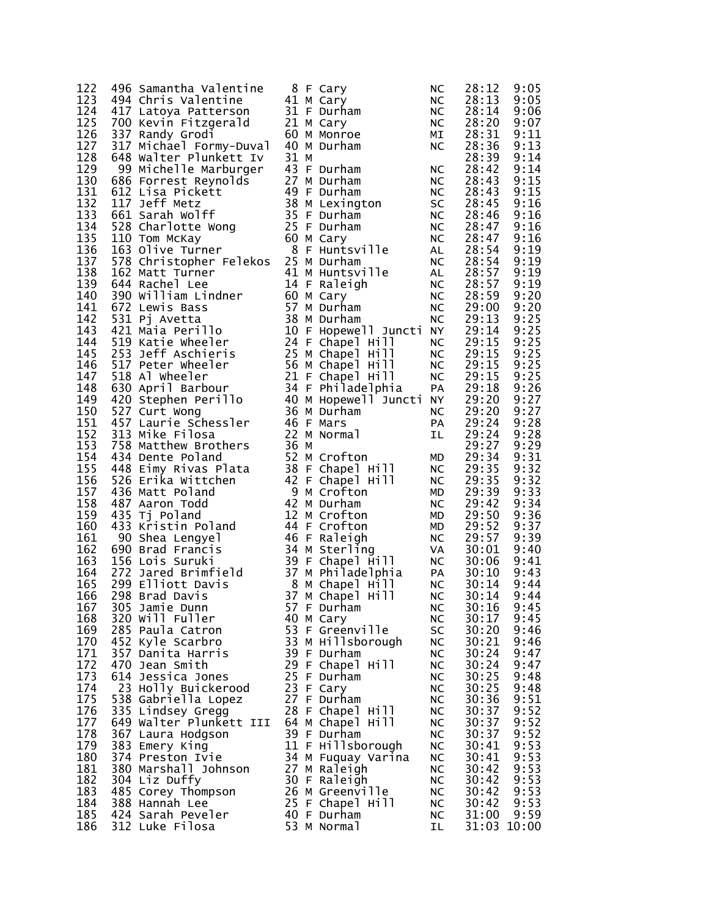| Place | Bib | Name | Age | Sex | City | State | Time | Pace |
|---|---|---|---|---|---|---|---|---|
| 122 | 496 | Samantha Valentine | 8 | F | Cary | NC | 28:12 | 9:05 |
| 123 | 494 | Chris Valentine | 41 | M | Cary | NC | 28:13 | 9:05 |
| 124 | 417 | Latoya Patterson | 31 | F | Durham | NC | 28:14 | 9:06 |
| 125 | 700 | Kevin Fitzgerald | 21 | M | Cary | NC | 28:20 | 9:07 |
| 126 | 337 | Randy Grodi | 60 | M | Monroe | MI | 28:31 | 9:11 |
| 127 | 317 | Michael Formy-Duval | 40 | M | Durham | NC | 28:36 | 9:13 |
| 128 | 648 | Walter Plunkett Iv | 31 | M | | | 28:39 | 9:14 |
| 129 | 99 | Michelle Marburger | 43 | F | Durham | NC | 28:42 | 9:14 |
| 130 | 686 | Forrest Reynolds | 27 | M | Durham | NC | 28:43 | 9:15 |
| 131 | 612 | Lisa Pickett | 49 | F | Durham | NC | 28:43 | 9:15 |
| 132 | 117 | Jeff Metz | 38 | M | Lexington | SC | 28:45 | 9:16 |
| 133 | 661 | Sarah Wolff | 35 | F | Durham | NC | 28:46 | 9:16 |
| 134 | 528 | Charlotte Wong | 25 | F | Durham | NC | 28:47 | 9:16 |
| 135 | 110 | Tom McKay | 60 | M | Cary | NC | 28:47 | 9:16 |
| 136 | 163 | Olive Turner | 8 | F | Huntsville | AL | 28:54 | 9:19 |
| 137 | 578 | Christopher Felekos | 25 | M | Durham | NC | 28:54 | 9:19 |
| 138 | 162 | Matt Turner | 41 | M | Huntsville | AL | 28:57 | 9:19 |
| 139 | 644 | Rachel Lee | 14 | F | Raleigh | NC | 28:57 | 9:19 |
| 140 | 390 | William Lindner | 60 | M | Cary | NC | 28:59 | 9:20 |
| 141 | 672 | Lewis Bass | 57 | M | Durham | NC | 29:00 | 9:20 |
| 142 | 531 | Pj Avetta | 38 | M | Durham | NC | 29:13 | 9:25 |
| 143 | 421 | Maia Perillo | 10 | F | Hopewell Juncti | NY | 29:14 | 9:25 |
| 144 | 519 | Katie Wheeler | 24 | F | Chapel Hill | NC | 29:15 | 9:25 |
| 145 | 253 | Jeff Aschieris | 25 | M | Chapel Hill | NC | 29:15 | 9:25 |
| 146 | 517 | Peter Wheeler | 56 | M | Chapel Hill | NC | 29:15 | 9:25 |
| 147 | 518 | Al Wheeler | 21 | F | Chapel Hill | NC | 29:15 | 9:25 |
| 148 | 630 | April Barbour | 34 | F | Philadelphia | PA | 29:18 | 9:26 |
| 149 | 420 | Stephen Perillo | 40 | M | Hopewell Juncti | NY | 29:20 | 9:27 |
| 150 | 527 | Curt Wong | 36 | M | Durham | NC | 29:20 | 9:27 |
| 151 | 457 | Laurie Schessler | 46 | F | Mars | PA | 29:24 | 9:28 |
| 152 | 313 | Mike Filosa | 22 | M | Normal | IL | 29:24 | 9:28 |
| 153 | 758 | Matthew Brothers | 36 | M | | | 29:27 | 9:29 |
| 154 | 434 | Dente Poland | 52 | M | Crofton | MD | 29:34 | 9:31 |
| 155 | 448 | Eimy Rivas Plata | 38 | F | Chapel Hill | NC | 29:35 | 9:32 |
| 156 | 526 | Erika Wittchen | 42 | F | Chapel Hill | NC | 29:35 | 9:32 |
| 157 | 436 | Matt Poland | 9 | M | Crofton | MD | 29:39 | 9:33 |
| 158 | 487 | Aaron Todd | 42 | M | Durham | NC | 29:42 | 9:34 |
| 159 | 435 | Tj Poland | 12 | M | Crofton | MD | 29:50 | 9:36 |
| 160 | 433 | Kristin Poland | 44 | F | Crofton | MD | 29:52 | 9:37 |
| 161 | 90 | Shea Lengyel | 46 | F | Raleigh | NC | 29:57 | 9:39 |
| 162 | 690 | Brad Francis | 34 | M | Sterling | VA | 30:01 | 9:40 |
| 163 | 156 | Lois Suruki | 39 | F | Chapel Hill | NC | 30:06 | 9:41 |
| 164 | 272 | Jared Brimfield | 37 | M | Philadelphia | PA | 30:10 | 9:43 |
| 165 | 299 | Elliott Davis | 8 | M | Chapel Hill | NC | 30:14 | 9:44 |
| 166 | 298 | Brad Davis | 37 | M | Chapel Hill | NC | 30:14 | 9:44 |
| 167 | 305 | Jamie Dunn | 57 | F | Durham | NC | 30:16 | 9:45 |
| 168 | 320 | Will Fuller | 40 | M | Cary | NC | 30:17 | 9:45 |
| 169 | 285 | Paula Catron | 53 | F | Greenville | SC | 30:20 | 9:46 |
| 170 | 452 | Kyle Scarbro | 33 | M | Hillsborough | NC | 30:21 | 9:46 |
| 171 | 357 | Danita Harris | 39 | F | Durham | NC | 30:24 | 9:47 |
| 172 | 470 | Jean Smith | 29 | F | Chapel Hill | NC | 30:24 | 9:47 |
| 173 | 614 | Jessica Jones | 25 | F | Durham | NC | 30:25 | 9:48 |
| 174 | 23 | Holly Buickerood | 23 | F | Cary | NC | 30:25 | 9:48 |
| 175 | 538 | Gabriella Lopez | 27 | F | Durham | NC | 30:36 | 9:51 |
| 176 | 335 | Lindsey Gregg | 28 | F | Chapel Hill | NC | 30:37 | 9:52 |
| 177 | 649 | Walter Plunkett III | 64 | M | Chapel Hill | NC | 30:37 | 9:52 |
| 178 | 367 | Laura Hodgson | 39 | F | Durham | NC | 30:37 | 9:52 |
| 179 | 383 | Emery King | 11 | F | Hillsborough | NC | 30:41 | 9:53 |
| 180 | 374 | Preston Ivie | 34 | M | Fuquay Varina | NC | 30:41 | 9:53 |
| 181 | 380 | Marshall Johnson | 27 | M | Raleigh | NC | 30:42 | 9:53 |
| 182 | 304 | Liz Duffy | 30 | F | Raleigh | NC | 30:42 | 9:53 |
| 183 | 485 | Corey Thompson | 26 | M | Greenville | NC | 30:42 | 9:53 |
| 184 | 388 | Hannah Lee | 25 | F | Chapel Hill | NC | 30:42 | 9:53 |
| 185 | 424 | Sarah Peveler | 40 | F | Durham | NC | 31:00 | 9:59 |
| 186 | 312 | Luke Filosa | 53 | M | Normal | IL | 31:03 | 10:00 |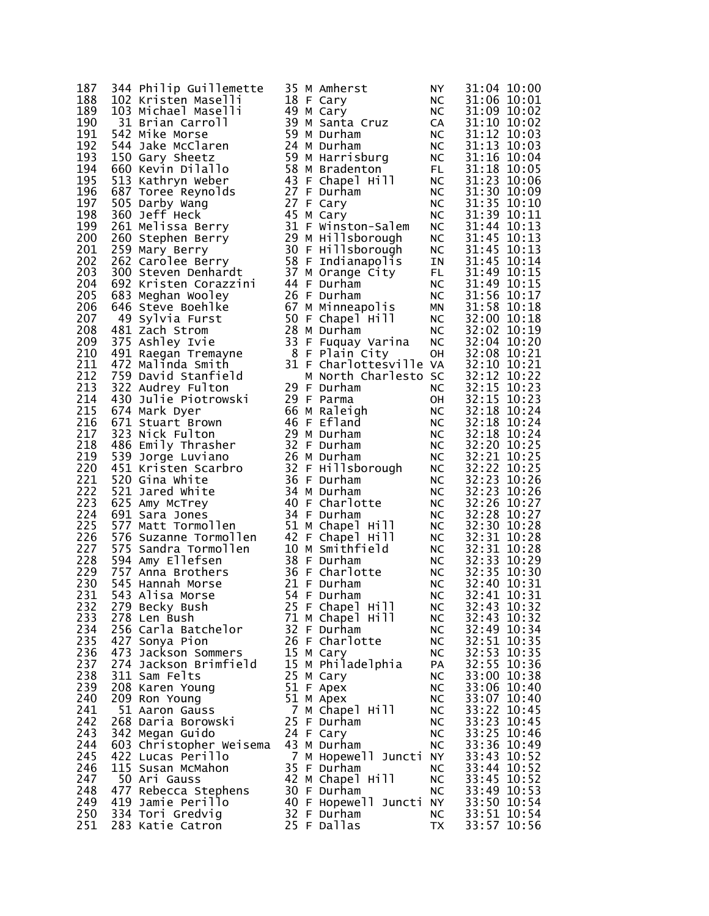```
187   344 Philip Guillemette    35 M Amherst           NY    31:04 10:00
188   102 Kristen Maselli       18 F Cary              NC    31:06 10:01
189   103 Michael Maselli       49 M Cary              NC    31:09 10:02
190    31 Brian Carroll         39 M Santa Cruz        CA    31:10 10:02
191   542 Mike Morse            59 M Durham            NC    31:12 10:03
192   544 Jake McClaren         24 M Durham            NC    31:13 10:03
193   150 Gary Sheetz           59 M Harrisburg        NC    31:16 10:04
194   660 Kevin Dilallo         58 M Bradenton         FL    31:18 10:05
195   513 Kathryn Weber         43 F Chapel Hill       NC    31:23 10:06
196   687 Toree Reynolds        27 F Durham            NC    31:30 10:09
197   505 Darby Wang            27 F Cary              NC    31:35 10:10
198   360 Jeff Heck             45 M Cary              NC    31:39 10:11
199   261 Melissa Berry         31 F Winston-Salem     NC    31:44 10:13
200   260 Stephen Berry         29 M Hillsborough      NC    31:45 10:13
201   259 Mary Berry            30 F Hillsborough      NC    31:45 10:13
202   262 Carolee Berry         58 F Indianapolis      IN    31:45 10:14
203   300 Steven Denhardt       37 M Orange City       FL    31:49 10:15
204   692 Kristen Corazzini     44 F Durham            NC    31:49 10:15
205   683 Meghan Wooley         26 F Durham            NC    31:56 10:17
206   646 Steve Boehlke         67 M Minneapolis       MN    31:58 10:18
207    49 Sylvia Furst          50 F Chapel Hill       NC    32:00 10:18
208   481 Zach Strom            28 M Durham            NC    32:02 10:19
209   375 Ashley Ivie           33 F Fuquay Varina     NC    32:04 10:20
210   491 Raegan Tremayne        8 F Plain City        OH    32:08 10:21
211   472 Malinda Smith         31 F Charlottesville VA    32:10 10:21
212   759 David Stanfield          M North Charlesto SC    32:12 10:22
213   322 Audrey Fulton         29 F Durham            NC    32:15 10:23
214   430 Julie Piotrowski      29 F Parma             OH    32:15 10:23
215   674 Mark Dyer             66 M Raleigh           NC    32:18 10:24
216   671 Stuart Brown          46 F Efland            NC    32:18 10:24
217   323 Nick Fulton           29 M Durham            NC    32:18 10:24
218   486 Emily Thrasher        32 F Durham            NC    32:20 10:25
219   539 Jorge Luviano         26 M Durham            NC    32:21 10:25
220   451 Kristen Scarbro       32 F Hillsborough      NC    32:22 10:25
221   520 Gina White            36 F Durham            NC    32:23 10:26
222   521 Jared White           34 M Durham            NC    32:23 10:26
223   625 Amy McTrey            40 F Charlotte         NC    32:26 10:27
224   691 Sara Jones            34 F Durham            NC    32:28 10:27
225   577 Matt Tormollen        51 M Chapel Hill       NC    32:30 10:28
226   576 Suzanne Tormollen     42 F Chapel Hill       NC    32:31 10:28
227   575 Sandra Tormollen      10 M Smithfield        NC    32:31 10:28
228   594 Amy Ellefsen          38 F Durham            NC    32:33 10:29
229   757 Anna Brothers         36 F Charlotte         NC    32:35 10:30
230   545 Hannah Morse          21 F Durham            NC    32:40 10:31
231   543 Alisa Morse           54 F Durham            NC    32:41 10:31
232   279 Becky Bush            25 F Chapel Hill       NC    32:43 10:32
233   278 Len Bush              71 M Chapel Hill       NC    32:43 10:32
234   256 Carla Batchelor       32 F Durham            NC    32:49 10:34
235   427 Sonya Pion            26 F Charlotte         NC    32:51 10:35
236   473 Jackson Sommers       15 M Cary              NC    32:53 10:35
237   274 Jackson Brimfield     15 M Philadelphia      PA    32:55 10:36
238   311 Sam Felts             25 M Cary              NC    33:00 10:38
239   208 Karen Young           51 F Apex              NC    33:06 10:40
240   209 Ron Young             51 M Apex              NC    33:07 10:40
241    51 Aaron Gauss            7 M Chapel Hill       NC    33:22 10:45
242   268 Daria Borowski        25 F Durham            NC    33:23 10:45
243   342 Megan Guido           24 F Cary              NC    33:25 10:46
244   603 Christopher Weisema   43 M Durham            NC    33:36 10:49
245   422 Lucas Perillo          7 M Hopewell Juncti NY    33:43 10:52
246   115 Susan McMahon         35 F Durham            NC    33:44 10:52
247    50 Ari Gauss             42 M Chapel Hill       NC    33:45 10:52
248   477 Rebecca Stephens      30 F Durham            NC    33:49 10:53
249   419 Jamie Perillo         40 F Hopewell Juncti NY    33:50 10:54
250   334 Tori Gredvig          32 F Durham            NC    33:51 10:54
251   283 Katie Catron          25 F Dallas            TX    33:57 10:56
```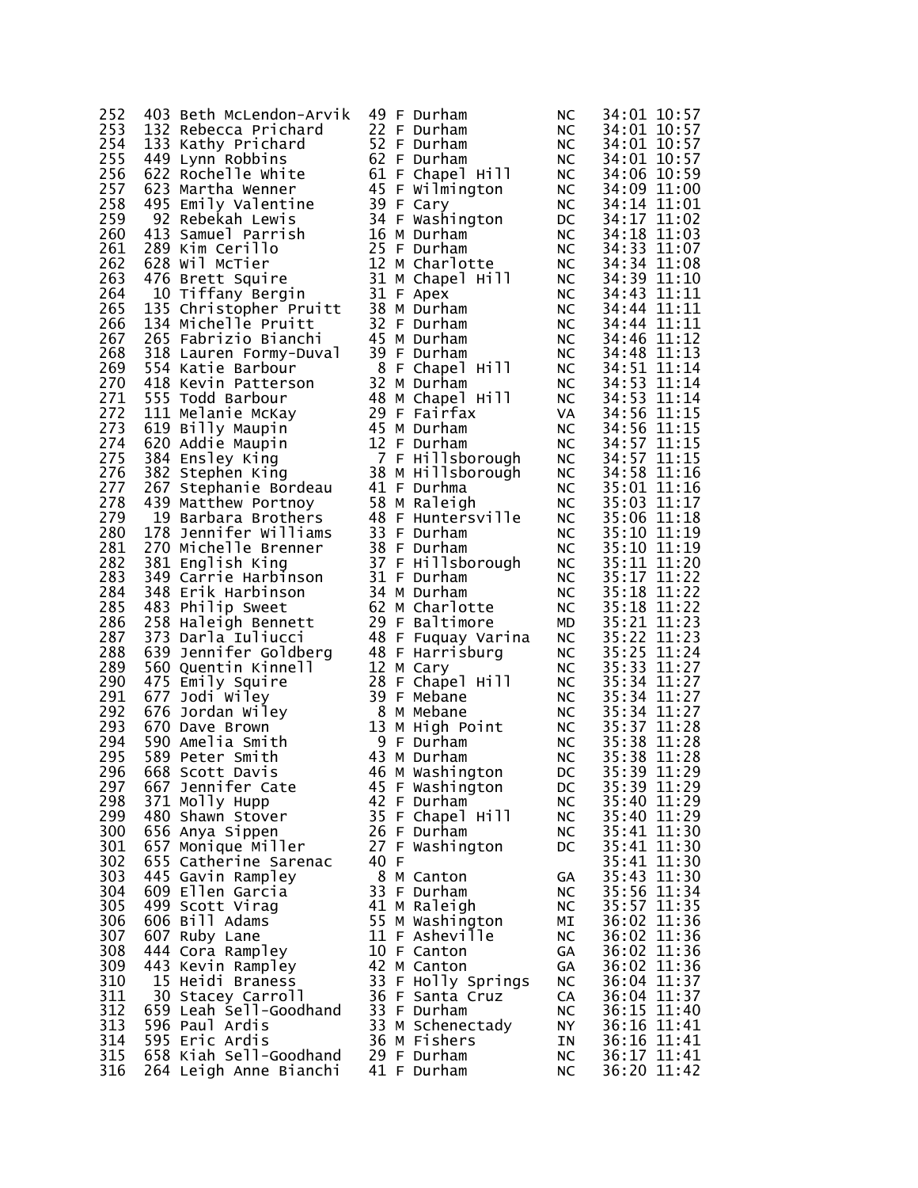| | | | | | | | | |
|---|---|---|---|---|---|---|---|---|
| 252 | 403 | Beth McLendon-Arvik | 49 | F | Durham | NC | 34:01 | 10:57 |
| 253 | 132 | Rebecca Prichard | 22 | F | Durham | NC | 34:01 | 10:57 |
| 254 | 133 | Kathy Prichard | 52 | F | Durham | NC | 34:01 | 10:57 |
| 255 | 449 | Lynn Robbins | 62 | F | Durham | NC | 34:01 | 10:57 |
| 256 | 622 | Rochelle White | 61 | F | Chapel Hill | NC | 34:06 | 10:59 |
| 257 | 623 | Martha Wenner | 45 | F | Wilmington | NC | 34:09 | 11:00 |
| 258 | 495 | Emily Valentine | 39 | F | Cary | NC | 34:14 | 11:01 |
| 259 | 92 | Rebekah Lewis | 34 | F | Washington | DC | 34:17 | 11:02 |
| 260 | 413 | Samuel Parrish | 16 | M | Durham | NC | 34:18 | 11:03 |
| 261 | 289 | Kim Cerillo | 25 | F | Durham | NC | 34:33 | 11:07 |
| 262 | 628 | Wil McTier | 12 | M | Charlotte | NC | 34:34 | 11:08 |
| 263 | 476 | Brett Squire | 31 | M | Chapel Hill | NC | 34:39 | 11:10 |
| 264 | 10 | Tiffany Bergin | 31 | F | Apex | NC | 34:43 | 11:11 |
| 265 | 135 | Christopher Pruitt | 38 | M | Durham | NC | 34:44 | 11:11 |
| 266 | 134 | Michelle Pruitt | 32 | F | Durham | NC | 34:44 | 11:11 |
| 267 | 265 | Fabrizio Bianchi | 45 | M | Durham | NC | 34:46 | 11:12 |
| 268 | 318 | Lauren Formy-Duval | 39 | F | Durham | NC | 34:48 | 11:13 |
| 269 | 554 | Katie Barbour | 8 | F | Chapel Hill | NC | 34:51 | 11:14 |
| 270 | 418 | Kevin Patterson | 32 | M | Durham | NC | 34:53 | 11:14 |
| 271 | 555 | Todd Barbour | 48 | M | Chapel Hill | NC | 34:53 | 11:14 |
| 272 | 111 | Melanie McKay | 29 | F | Fairfax | VA | 34:56 | 11:15 |
| 273 | 619 | Billy Maupin | 45 | M | Durham | NC | 34:56 | 11:15 |
| 274 | 620 | Addie Maupin | 12 | F | Durham | NC | 34:57 | 11:15 |
| 275 | 384 | Ensley King | 7 | F | Hillsborough | NC | 34:57 | 11:15 |
| 276 | 382 | Stephen King | 38 | M | Hillsborough | NC | 34:58 | 11:16 |
| 277 | 267 | Stephanie Bordeau | 41 | F | Durhma | NC | 35:01 | 11:16 |
| 278 | 439 | Matthew Portnoy | 58 | M | Raleigh | NC | 35:03 | 11:17 |
| 279 | 19 | Barbara Brothers | 48 | F | Huntersville | NC | 35:06 | 11:18 |
| 280 | 178 | Jennifer Williams | 33 | F | Durham | NC | 35:10 | 11:19 |
| 281 | 270 | Michelle Brenner | 38 | F | Durham | NC | 35:10 | 11:19 |
| 282 | 381 | English King | 37 | F | Hillsborough | NC | 35:11 | 11:20 |
| 283 | 349 | Carrie Harbinson | 31 | F | Durham | NC | 35:17 | 11:22 |
| 284 | 348 | Erik Harbinson | 34 | M | Durham | NC | 35:18 | 11:22 |
| 285 | 483 | Philip Sweet | 62 | M | Charlotte | NC | 35:18 | 11:22 |
| 286 | 258 | Haleigh Bennett | 29 | F | Baltimore | MD | 35:21 | 11:23 |
| 287 | 373 | Darla Iuliucci | 48 | F | Fuquay Varina | NC | 35:22 | 11:23 |
| 288 | 639 | Jennifer Goldberg | 48 | F | Harrisburg | NC | 35:25 | 11:24 |
| 289 | 560 | Quentin Kinnell | 12 | M | Cary | NC | 35:33 | 11:27 |
| 290 | 475 | Emily Squire | 28 | F | Chapel Hill | NC | 35:34 | 11:27 |
| 291 | 677 | Jodi Wiley | 39 | F | Mebane | NC | 35:34 | 11:27 |
| 292 | 676 | Jordan Wiley | 8 | M | Mebane | NC | 35:34 | 11:27 |
| 293 | 670 | Dave Brown | 13 | M | High Point | NC | 35:37 | 11:28 |
| 294 | 590 | Amelia Smith | 9 | F | Durham | NC | 35:38 | 11:28 |
| 295 | 589 | Peter Smith | 43 | M | Durham | NC | 35:38 | 11:28 |
| 296 | 668 | Scott Davis | 46 | M | Washington | DC | 35:39 | 11:29 |
| 297 | 667 | Jennifer Cate | 45 | F | Washington | DC | 35:39 | 11:29 |
| 298 | 371 | Molly Hupp | 42 | F | Durham | NC | 35:40 | 11:29 |
| 299 | 480 | Shawn Stover | 35 | F | Chapel Hill | NC | 35:40 | 11:29 |
| 300 | 656 | Anya Sippen | 26 | F | Durham | NC | 35:41 | 11:30 |
| 301 | 657 | Monique Miller | 27 | F | Washington | DC | 35:41 | 11:30 |
| 302 | 655 | Catherine Sarenac | 40 | F | | | 35:41 | 11:30 |
| 303 | 445 | Gavin Rampley | 8 | M | Canton | GA | 35:43 | 11:30 |
| 304 | 609 | Ellen Garcia | 33 | F | Durham | NC | 35:56 | 11:34 |
| 305 | 499 | Scott Virag | 41 | M | Raleigh | NC | 35:57 | 11:35 |
| 306 | 606 | Bill Adams | 55 | M | Washington | MI | 36:02 | 11:36 |
| 307 | 607 | Ruby Lane | 11 | F | Asheville | NC | 36:02 | 11:36 |
| 308 | 444 | Cora Rampley | 10 | F | Canton | GA | 36:02 | 11:36 |
| 309 | 443 | Kevin Rampley | 42 | M | Canton | GA | 36:02 | 11:36 |
| 310 | 15 | Heidi Braness | 33 | F | Holly Springs | NC | 36:04 | 11:37 |
| 311 | 30 | Stacey Carroll | 36 | F | Santa Cruz | CA | 36:04 | 11:37 |
| 312 | 659 | Leah Sell-Goodhand | 33 | F | Durham | NC | 36:15 | 11:40 |
| 313 | 596 | Paul Ardis | 33 | M | Schenectady | NY | 36:16 | 11:41 |
| 314 | 595 | Eric Ardis | 36 | M | Fishers | IN | 36:16 | 11:41 |
| 315 | 658 | Kiah Sell-Goodhand | 29 | F | Durham | NC | 36:17 | 11:41 |
| 316 | 264 | Leigh Anne Bianchi | 41 | F | Durham | NC | 36:20 | 11:42 |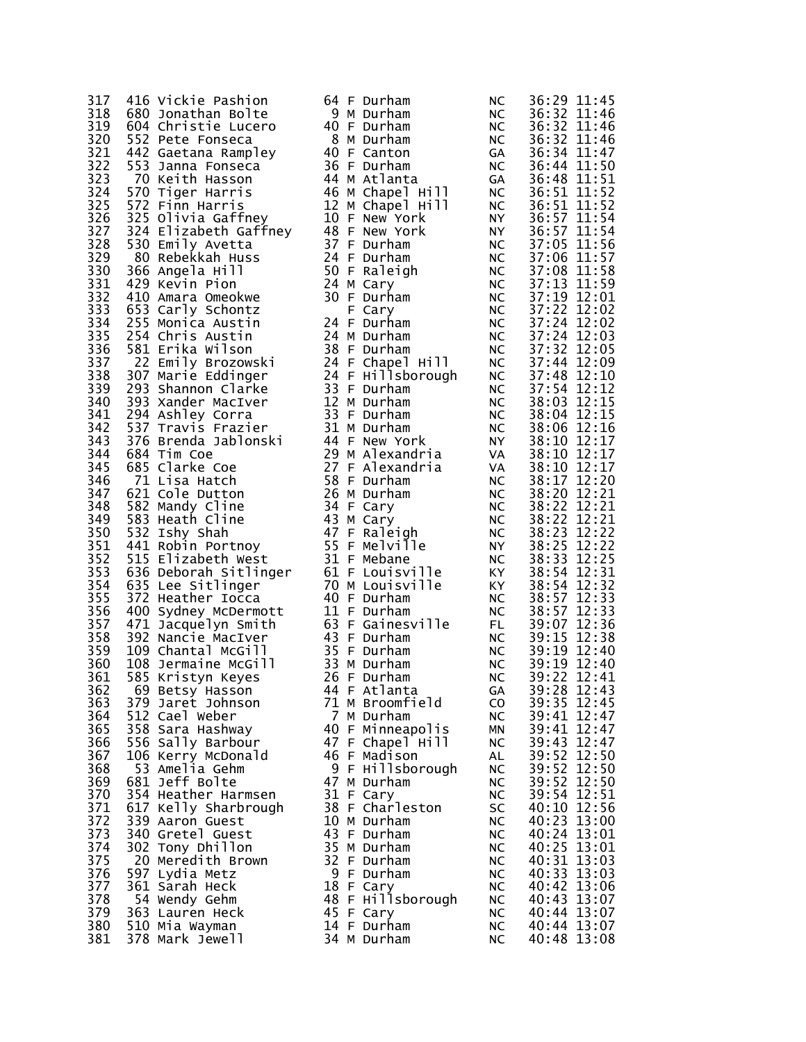| Place | Bib | Name | Age | Sex | City | State | Time | Pace |
|---|---|---|---|---|---|---|---|---|
| 317 | 416 | Vickie Pashion | 64 | F | Durham | NC | 36:29 | 11:45 |
| 318 | 680 | Jonathan Bolte | 9 | M | Durham | NC | 36:32 | 11:46 |
| 319 | 604 | Christie Lucero | 40 | F | Durham | NC | 36:32 | 11:46 |
| 320 | 552 | Pete Fonseca | 8 | M | Durham | NC | 36:32 | 11:46 |
| 321 | 442 | Gaetana Rampley | 40 | F | Canton | GA | 36:34 | 11:47 |
| 322 | 553 | Janna Fonseca | 36 | F | Durham | NC | 36:44 | 11:50 |
| 323 | 70 | Keith Hasson | 44 | M | Atlanta | GA | 36:48 | 11:51 |
| 324 | 570 | Tiger Harris | 46 | M | Chapel Hill | NC | 36:51 | 11:52 |
| 325 | 572 | Finn Harris | 12 | M | Chapel Hill | NC | 36:51 | 11:52 |
| 326 | 325 | Olivia Gaffney | 10 | F | New York | NY | 36:57 | 11:54 |
| 327 | 324 | Elizabeth Gaffney | 48 | F | New York | NY | 36:57 | 11:54 |
| 328 | 530 | Emily Avetta | 37 | F | Durham | NC | 37:05 | 11:56 |
| 329 | 80 | Rebekkah Huss | 24 | F | Durham | NC | 37:06 | 11:57 |
| 330 | 366 | Angela Hill | 50 | F | Raleigh | NC | 37:08 | 11:58 |
| 331 | 429 | Kevin Pion | 24 | M | Cary | NC | 37:13 | 11:59 |
| 332 | 410 | Amara Omeokwe | 30 | F | Durham | NC | 37:19 | 12:01 |
| 333 | 653 | Carly Schontz | | F | Cary | NC | 37:22 | 12:02 |
| 334 | 255 | Monica Austin | 24 | F | Durham | NC | 37:24 | 12:02 |
| 335 | 254 | Chris Austin | 24 | M | Durham | NC | 37:24 | 12:03 |
| 336 | 581 | Erika Wilson | 38 | F | Durham | NC | 37:32 | 12:05 |
| 337 | 22 | Emily Brozowski | 24 | F | Chapel Hill | NC | 37:44 | 12:09 |
| 338 | 307 | Marie Eddinger | 24 | F | Hillsborough | NC | 37:48 | 12:10 |
| 339 | 293 | Shannon Clarke | 33 | F | Durham | NC | 37:54 | 12:12 |
| 340 | 393 | Xander MacIver | 12 | M | Durham | NC | 38:03 | 12:15 |
| 341 | 294 | Ashley Corra | 33 | F | Durham | NC | 38:04 | 12:15 |
| 342 | 537 | Travis Frazier | 31 | M | Durham | NC | 38:06 | 12:16 |
| 343 | 376 | Brenda Jablonski | 44 | F | New York | NY | 38:10 | 12:17 |
| 344 | 684 | Tim Coe | 29 | M | Alexandria | VA | 38:10 | 12:17 |
| 345 | 685 | Clarke Coe | 27 | F | Alexandria | VA | 38:10 | 12:17 |
| 346 | 71 | Lisa Hatch | 58 | F | Durham | NC | 38:17 | 12:20 |
| 347 | 621 | Cole Dutton | 26 | M | Durham | NC | 38:20 | 12:21 |
| 348 | 582 | Mandy Cline | 34 | F | Cary | NC | 38:22 | 12:21 |
| 349 | 583 | Heath Cline | 43 | M | Cary | NC | 38:22 | 12:21 |
| 350 | 532 | Ishy Shah | 47 | F | Raleigh | NC | 38:23 | 12:22 |
| 351 | 441 | Robin Portnoy | 55 | F | Melville | NY | 38:25 | 12:22 |
| 352 | 515 | Elizabeth West | 31 | F | Mebane | NC | 38:33 | 12:25 |
| 353 | 636 | Deborah Sitlinger | 61 | F | Louisville | KY | 38:54 | 12:31 |
| 354 | 635 | Lee Sitlinger | 70 | M | Louisville | KY | 38:54 | 12:32 |
| 355 | 372 | Heather Iocca | 40 | F | Durham | NC | 38:57 | 12:33 |
| 356 | 400 | Sydney McDermott | 11 | F | Durham | NC | 38:57 | 12:33 |
| 357 | 471 | Jacquelyn Smith | 63 | F | Gainesville | FL | 39:07 | 12:36 |
| 358 | 392 | Nancie MacIver | 43 | F | Durham | NC | 39:15 | 12:38 |
| 359 | 109 | Chantal McGill | 35 | F | Durham | NC | 39:19 | 12:40 |
| 360 | 108 | Jermaine McGill | 33 | M | Durham | NC | 39:19 | 12:40 |
| 361 | 585 | Kristyn Keyes | 26 | F | Durham | NC | 39:22 | 12:41 |
| 362 | 69 | Betsy Hasson | 44 | F | Atlanta | GA | 39:28 | 12:43 |
| 363 | 379 | Jaret Johnson | 71 | M | Broomfield | CO | 39:35 | 12:45 |
| 364 | 512 | Cael Weber | 7 | M | Durham | NC | 39:41 | 12:47 |
| 365 | 358 | Sara Hashway | 40 | F | Minneapolis | MN | 39:41 | 12:47 |
| 366 | 556 | Sally Barbour | 47 | F | Chapel Hill | NC | 39:43 | 12:47 |
| 367 | 106 | Kerry McDonald | 46 | F | Madison | AL | 39:52 | 12:50 |
| 368 | 53 | Amelia Gehm | 9 | F | Hillsborough | NC | 39:52 | 12:50 |
| 369 | 681 | Jeff Bolte | 47 | M | Durham | NC | 39:52 | 12:50 |
| 370 | 354 | Heather Harmsen | 31 | F | Cary | NC | 39:54 | 12:51 |
| 371 | 617 | Kelly Sharbrough | 38 | F | Charleston | SC | 40:10 | 12:56 |
| 372 | 339 | Aaron Guest | 10 | M | Durham | NC | 40:23 | 13:00 |
| 373 | 340 | Gretel Guest | 43 | F | Durham | NC | 40:24 | 13:01 |
| 374 | 302 | Tony Dhillon | 35 | M | Durham | NC | 40:25 | 13:01 |
| 375 | 20 | Meredith Brown | 32 | F | Durham | NC | 40:31 | 13:03 |
| 376 | 597 | Lydia Metz | 9 | F | Durham | NC | 40:33 | 13:03 |
| 377 | 361 | Sarah Heck | 18 | F | Cary | NC | 40:42 | 13:06 |
| 378 | 54 | Wendy Gehm | 48 | F | Hillsborough | NC | 40:43 | 13:07 |
| 379 | 363 | Lauren Heck | 45 | F | Cary | NC | 40:44 | 13:07 |
| 380 | 510 | Mia Wayman | 14 | F | Durham | NC | 40:44 | 13:07 |
| 381 | 378 | Mark Jewell | 34 | M | Durham | NC | 40:48 | 13:08 |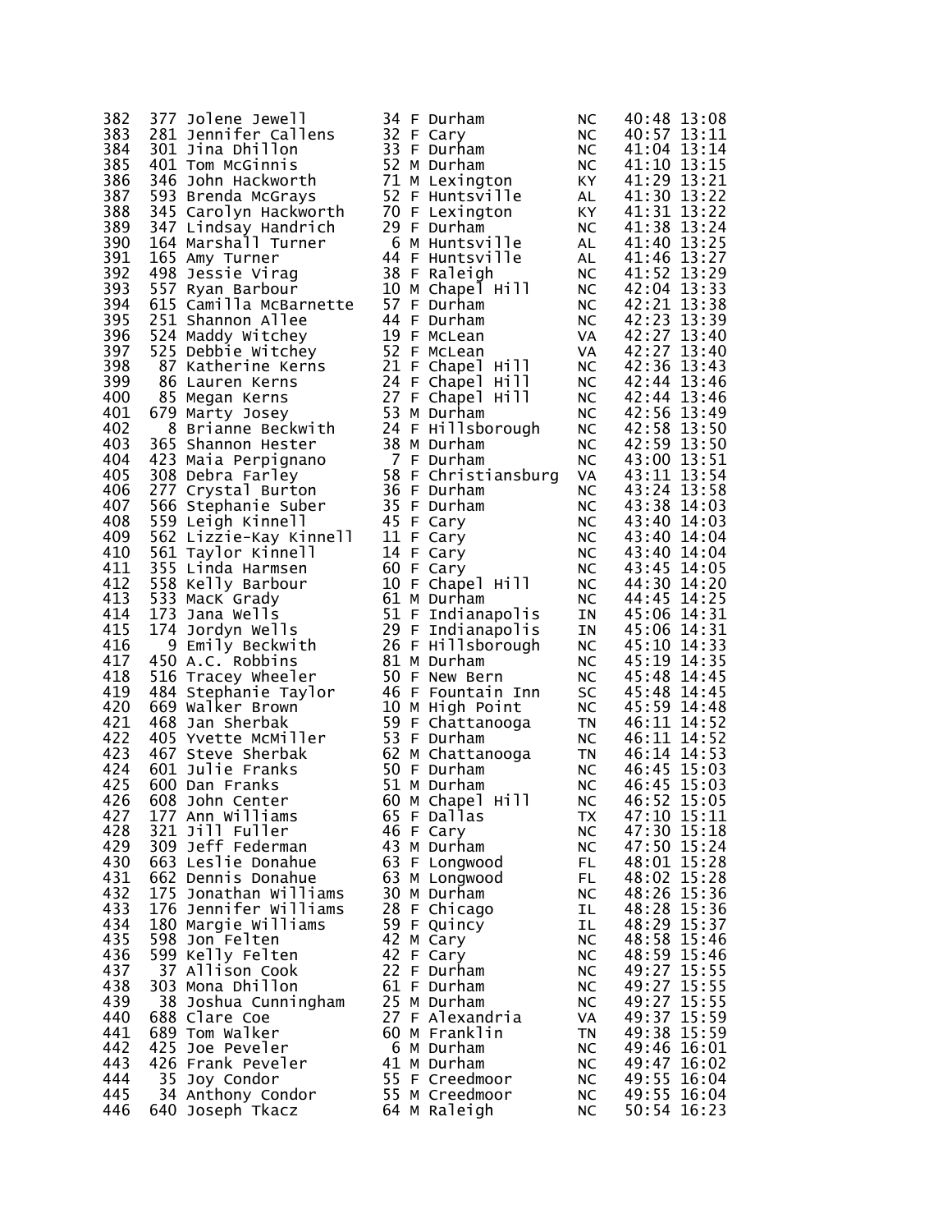| | | | | | | | | |
|---|---|---|---|---|---|---|---|---|
| 382 | 377 | Jolene Jewell | 34 | F | Durham | NC | 40:48 | 13:08 |
| 383 | 281 | Jennifer Callens | 32 | F | Cary | NC | 40:57 | 13:11 |
| 384 | 301 | Jina Dhillon | 33 | F | Durham | NC | 41:04 | 13:14 |
| 385 | 401 | Tom McGinnis | 52 | M | Durham | NC | 41:10 | 13:15 |
| 386 | 346 | John Hackworth | 71 | M | Lexington | KY | 41:29 | 13:21 |
| 387 | 593 | Brenda McGrays | 52 | F | Huntsville | AL | 41:30 | 13:22 |
| 388 | 345 | Carolyn Hackworth | 70 | F | Lexington | KY | 41:31 | 13:22 |
| 389 | 347 | Lindsay Handrich | 29 | F | Durham | NC | 41:38 | 13:24 |
| 390 | 164 | Marshall Turner | 6 | M | Huntsville | AL | 41:40 | 13:25 |
| 391 | 165 | Amy Turner | 44 | F | Huntsville | AL | 41:46 | 13:27 |
| 392 | 498 | Jessie Virag | 38 | F | Raleigh | NC | 41:52 | 13:29 |
| 393 | 557 | Ryan Barbour | 10 | M | Chapel Hill | NC | 42:04 | 13:33 |
| 394 | 615 | Camilla McBarnette | 57 | F | Durham | NC | 42:21 | 13:38 |
| 395 | 251 | Shannon Allee | 44 | F | Durham | NC | 42:23 | 13:39 |
| 396 | 524 | Maddy Witchey | 19 | F | McLean | VA | 42:27 | 13:40 |
| 397 | 525 | Debbie Witchey | 52 | F | McLean | VA | 42:27 | 13:40 |
| 398 | 87 | Katherine Kerns | 21 | F | Chapel Hill | NC | 42:36 | 13:43 |
| 399 | 86 | Lauren Kerns | 24 | F | Chapel Hill | NC | 42:44 | 13:46 |
| 400 | 85 | Megan Kerns | 27 | F | Chapel Hill | NC | 42:44 | 13:46 |
| 401 | 679 | Marty Josey | 53 | M | Durham | NC | 42:56 | 13:49 |
| 402 | 8 | Brianne Beckwith | 24 | F | Hillsborough | NC | 42:58 | 13:50 |
| 403 | 365 | Shannon Hester | 38 | M | Durham | NC | 42:59 | 13:50 |
| 404 | 423 | Maia Perpignano | 7 | F | Durham | NC | 43:00 | 13:51 |
| 405 | 308 | Debra Farley | 58 | F | Christiansburg | VA | 43:11 | 13:54 |
| 406 | 277 | Crystal Burton | 36 | F | Durham | NC | 43:24 | 13:58 |
| 407 | 566 | Stephanie Suber | 35 | F | Durham | NC | 43:38 | 14:03 |
| 408 | 559 | Leigh Kinnell | 45 | F | Cary | NC | 43:40 | 14:03 |
| 409 | 562 | Lizzie-Kay Kinnell | 11 | F | Cary | NC | 43:40 | 14:04 |
| 410 | 561 | Taylor Kinnell | 14 | F | Cary | NC | 43:40 | 14:04 |
| 411 | 355 | Linda Harmsen | 60 | F | Cary | NC | 43:45 | 14:05 |
| 412 | 558 | Kelly Barbour | 10 | F | Chapel Hill | NC | 44:30 | 14:20 |
| 413 | 533 | MacK Grady | 61 | M | Durham | NC | 44:45 | 14:25 |
| 414 | 173 | Jana Wells | 51 | F | Indianapolis | IN | 45:06 | 14:31 |
| 415 | 174 | Jordyn Wells | 29 | F | Indianapolis | IN | 45:06 | 14:31 |
| 416 | 9 | Emily Beckwith | 26 | F | Hillsborough | NC | 45:10 | 14:33 |
| 417 | 450 | A.C. Robbins | 81 | M | Durham | NC | 45:19 | 14:35 |
| 418 | 516 | Tracey Wheeler | 50 | F | New Bern | NC | 45:48 | 14:45 |
| 419 | 484 | Stephanie Taylor | 46 | F | Fountain Inn | SC | 45:48 | 14:45 |
| 420 | 669 | Walker Brown | 10 | M | High Point | NC | 45:59 | 14:48 |
| 421 | 468 | Jan Sherbak | 59 | F | Chattanooga | TN | 46:11 | 14:52 |
| 422 | 405 | Yvette McMiller | 53 | F | Durham | NC | 46:11 | 14:52 |
| 423 | 467 | Steve Sherbak | 62 | M | Chattanooga | TN | 46:14 | 14:53 |
| 424 | 601 | Julie Franks | 50 | F | Durham | NC | 46:45 | 15:03 |
| 425 | 600 | Dan Franks | 51 | M | Durham | NC | 46:45 | 15:03 |
| 426 | 608 | John Center | 60 | M | Chapel Hill | NC | 46:52 | 15:05 |
| 427 | 177 | Ann Williams | 65 | F | Dallas | TX | 47:10 | 15:11 |
| 428 | 321 | Jill Fuller | 46 | F | Cary | NC | 47:30 | 15:18 |
| 429 | 309 | Jeff Federman | 43 | M | Durham | NC | 47:50 | 15:24 |
| 430 | 663 | Leslie Donahue | 63 | F | Longwood | FL | 48:01 | 15:28 |
| 431 | 662 | Dennis Donahue | 63 | M | Longwood | FL | 48:02 | 15:28 |
| 432 | 175 | Jonathan Williams | 30 | M | Durham | NC | 48:26 | 15:36 |
| 433 | 176 | Jennifer Williams | 28 | F | Chicago | IL | 48:28 | 15:36 |
| 434 | 180 | Margie Williams | 59 | F | Quincy | IL | 48:29 | 15:37 |
| 435 | 598 | Jon Felten | 42 | M | Cary | NC | 48:58 | 15:46 |
| 436 | 599 | Kelly Felten | 42 | F | Cary | NC | 48:59 | 15:46 |
| 437 | 37 | Allison Cook | 22 | F | Durham | NC | 49:27 | 15:55 |
| 438 | 303 | Mona Dhillon | 61 | F | Durham | NC | 49:27 | 15:55 |
| 439 | 38 | Joshua Cunningham | 25 | M | Durham | NC | 49:27 | 15:55 |
| 440 | 688 | Clare Coe | 27 | F | Alexandria | VA | 49:37 | 15:59 |
| 441 | 689 | Tom Walker | 60 | M | Franklin | TN | 49:38 | 15:59 |
| 442 | 425 | Joe Peveler | 6 | M | Durham | NC | 49:46 | 16:01 |
| 443 | 426 | Frank Peveler | 41 | M | Durham | NC | 49:47 | 16:02 |
| 444 | 35 | Joy Condor | 55 | F | Creedmoor | NC | 49:55 | 16:04 |
| 445 | 34 | Anthony Condor | 55 | M | Creedmoor | NC | 49:55 | 16:04 |
| 446 | 640 | Joseph Tkacz | 64 | M | Raleigh | NC | 50:54 | 16:23 |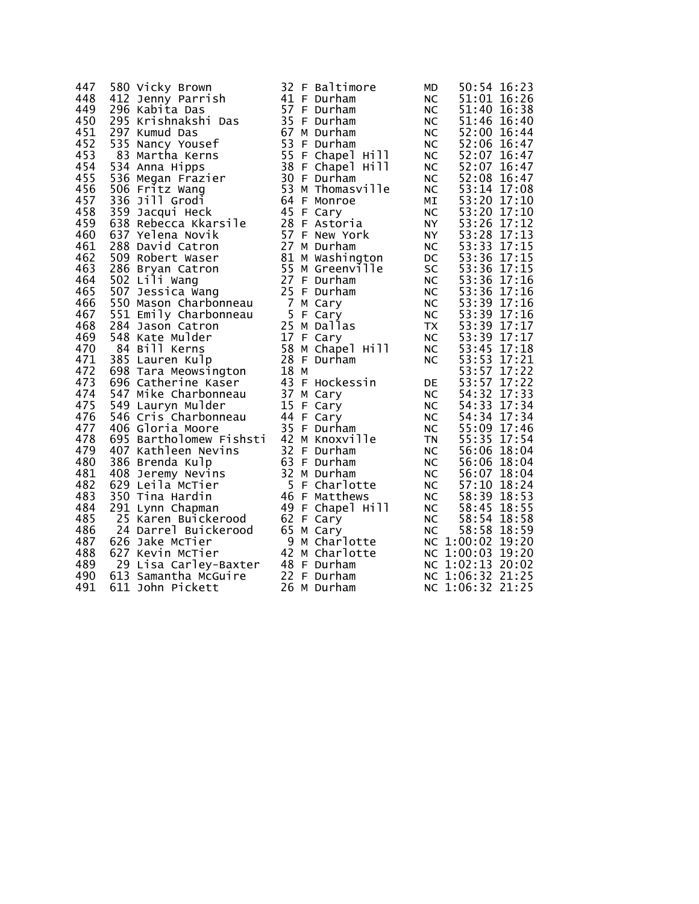| | | | | | | | | |
|---|---|---|---|---|---|---|---|---|
| 447 | 580 | Vicky Brown | 32 | F | Baltimore | MD | 50:54 | 16:23 |
| 448 | 412 | Jenny Parrish | 41 | F | Durham | NC | 51:01 | 16:26 |
| 449 | 296 | Kabita Das | 57 | F | Durham | NC | 51:40 | 16:38 |
| 450 | 295 | Krishnakshi Das | 35 | F | Durham | NC | 51:46 | 16:40 |
| 451 | 297 | Kumud Das | 67 | M | Durham | NC | 52:00 | 16:44 |
| 452 | 535 | Nancy Yousef | 53 | F | Durham | NC | 52:06 | 16:47 |
| 453 | 83 | Martha Kerns | 55 | F | Chapel Hill | NC | 52:07 | 16:47 |
| 454 | 534 | Anna Hipps | 38 | F | Chapel Hill | NC | 52:07 | 16:47 |
| 455 | 536 | Megan Frazier | 30 | F | Durham | NC | 52:08 | 16:47 |
| 456 | 506 | Fritz Wang | 53 | M | Thomasville | NC | 53:14 | 17:08 |
| 457 | 336 | Jill Grodi | 64 | F | Monroe | MI | 53:20 | 17:10 |
| 458 | 359 | Jacqui Heck | 45 | F | Cary | NC | 53:20 | 17:10 |
| 459 | 638 | Rebecca Kkarsile | 28 | F | Astoria | NY | 53:26 | 17:12 |
| 460 | 637 | Yelena Novik | 57 | F | New York | NY | 53:28 | 17:13 |
| 461 | 288 | David Catron | 27 | M | Durham | NC | 53:33 | 17:15 |
| 462 | 509 | Robert Waser | 81 | M | Washington | DC | 53:36 | 17:15 |
| 463 | 286 | Bryan Catron | 55 | M | Greenville | SC | 53:36 | 17:15 |
| 464 | 502 | Lili Wang | 27 | F | Durham | NC | 53:36 | 17:16 |
| 465 | 507 | Jessica Wang | 25 | F | Durham | NC | 53:36 | 17:16 |
| 466 | 550 | Mason Charbonneau | 7 | M | Cary | NC | 53:39 | 17:16 |
| 467 | 551 | Emily Charbonneau | 5 | F | Cary | NC | 53:39 | 17:16 |
| 468 | 284 | Jason Catron | 25 | M | Dallas | TX | 53:39 | 17:17 |
| 469 | 548 | Kate Mulder | 17 | F | Cary | NC | 53:39 | 17:17 |
| 470 | 84 | Bill Kerns | 58 | M | Chapel Hill | NC | 53:45 | 17:18 |
| 471 | 385 | Lauren Kulp | 28 | F | Durham | NC | 53:53 | 17:21 |
| 472 | 698 | Tara Meowsington | 18 | M | | | 53:57 | 17:22 |
| 473 | 696 | Catherine Kaser | 43 | F | Hockessin | DE | 53:57 | 17:22 |
| 474 | 547 | Mike Charbonneau | 37 | M | Cary | NC | 54:32 | 17:33 |
| 475 | 549 | Lauryn Mulder | 15 | F | Cary | NC | 54:33 | 17:34 |
| 476 | 546 | Cris Charbonneau | 44 | F | Cary | NC | 54:34 | 17:34 |
| 477 | 406 | Gloria Moore | 35 | F | Durham | NC | 55:09 | 17:46 |
| 478 | 695 | Bartholomew Fishsti | 42 | M | Knoxville | TN | 55:35 | 17:54 |
| 479 | 407 | Kathleen Nevins | 32 | F | Durham | NC | 56:06 | 18:04 |
| 480 | 386 | Brenda Kulp | 63 | F | Durham | NC | 56:06 | 18:04 |
| 481 | 408 | Jeremy Nevins | 32 | M | Durham | NC | 56:07 | 18:04 |
| 482 | 629 | Leila McTier | 5 | F | Charlotte | NC | 57:10 | 18:24 |
| 483 | 350 | Tina Hardin | 46 | F | Matthews | NC | 58:39 | 18:53 |
| 484 | 291 | Lynn Chapman | 49 | F | Chapel Hill | NC | 58:45 | 18:55 |
| 485 | 25 | Karen Buickerood | 62 | F | Cary | NC | 58:54 | 18:58 |
| 486 | 24 | Darrel Buickerood | 65 | M | Cary | NC | 58:58 | 18:59 |
| 487 | 626 | Jake McTier | 9 | M | Charlotte | NC | 1:00:02 | 19:20 |
| 488 | 627 | Kevin McTier | 42 | M | Charlotte | NC | 1:00:03 | 19:20 |
| 489 | 29 | Lisa Carley-Baxter | 48 | F | Durham | NC | 1:02:13 | 20:02 |
| 490 | 613 | Samantha McGuire | 22 | F | Durham | NC | 1:06:32 | 21:25 |
| 491 | 611 | John Pickett | 26 | M | Durham | NC | 1:06:32 | 21:25 |